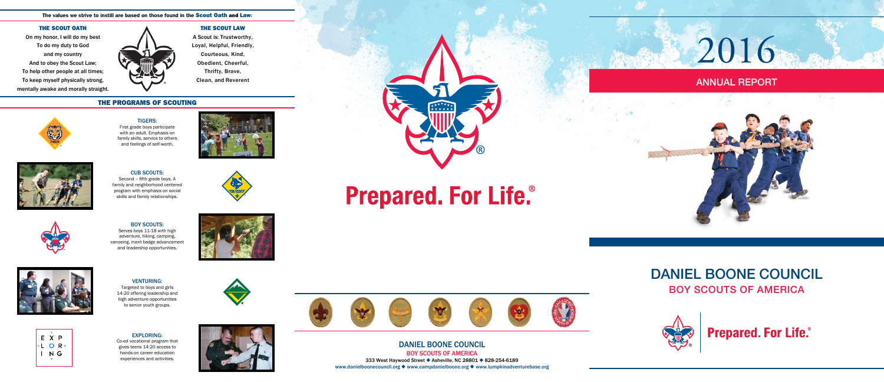The values we strive to instill are based on those found in the Scout Oath and Law:

### THE SCOUT OATH

On my honor, I will do my best
To do my duty to God
and my country
And to obey the Scout Law;
To help other people at all times;
To keep myself physically strong,
mentally awake and morally straight.

### THE SCOUT LAW

A Scout is: Trustworthy,
Loyal, Helpful, Friendly,
Courteous, Kind,
Obedient, Cheerful,
Thrifty, Brave,
Clean, and Reverent

## THE PROGRAMS OF SCOUTING

**TIGERS:**
First grade boys participate with an adult. Emphasis on family skills, service to others and feelings of self-worth.

**CUB SCOUTS:**
Second – fifth grade boys. A family and neighborhood centered program with emphasis on social skills and family relationships.

**BOY SCOUTS:**
Serves boys 11-18 with high adventure, hiking, camping, canoeing, merit badge advancement and leadership opportunities.

**VENTURING:**
Targeted to boys and girls 14-20 offering leadership and high adventure opportunities to senior youth groups.

**EXPLORING:**
Co-ed vocational program that gives teens 14-20 access to hands-on career education experiences and activities.

# Prepared. For Life.®

**DANIEL BOONE COUNCIL**
**BOY SCOUTS OF AMERICA**
333 West Haywood Street ◆ Asheville, NC 28801 ◆ 828-254-6189
www.danielboonecouncil.org ◆ www.campdanielboone.org ◆ www.lumpkinadventurebase.org

# 2016

## ANNUAL REPORT

## DANIEL BOONE COUNCIL
### BOY SCOUTS OF AMERICA

Prepared. For Life.®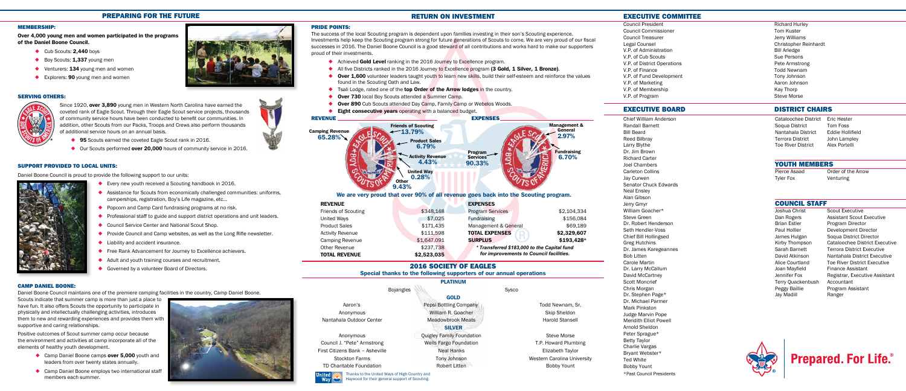## PREPARING FOR THE FUTURE

### MEMBERSHIP:

**Over 4,000 young men and women participated in the programs of the Daniel Boone Council.**

- Cub Scouts: **2,440** boys
- Boy Scouts: **1,337** young men
- Venturers: **134** young men and women
- Explorers: **90** young men and women

### SERVING OTHERS:

Since 1920, **over 3,890** young men in Western North Carolina have earned the coveted rank of Eagle Scout. Through their Eagle Scout service projects, thousands of community service hours have been conducted to benefit our communities. In addition, other Scouts from our Packs, Troops and Crews also perform thousands of additional service hours on an annual basis.

- **95** Scouts earned the coveted Eagle Scout rank in 2016.
- Our Scouts performed **over 20,000** hours of community service in 2016.

### SUPPORT PROVIDED TO LOCAL UNITS:

Daniel Boone Council is proud to provide the following support to our units:

- Every new youth received a Scouting handbook in 2016.
- Assistance for Scouts from economically challenged communities: uniforms, camperships, registration, Boy's Life magazine, etc...
- Popcorn and Camp Card fundraising programs at no risk.
- Professional staff to guide and support district operations and unit leaders.
- Council Service Center and National Scout Shop.
- Provide Council and Camp websites, as well as the Long Rifle newsletter.
- Liability and accident insurance.
- Free Rank Advancement for Journey to Excellence achievers.
- Adult and youth training courses and recruitment.
- Governed by a volunteer Board of Directors.

### CAMP DANIEL BOONE:

Daniel Boone Council maintains one of the premiere camping facilities in the country, Camp Daniel Boone.

Scouts indicate that summer camp is more than just a place to have fun. It also offers Scouts the opportunity to participate in physically and intellectually challenging activities, introduces them to new and rewarding experiences and provides them with supportive and caring relationships.

Positive outcomes of Scout summer camp occur because the environment and activities at camp incorporate all of the elements of healthy youth development.

- Camp Daniel Boone camps **over 5,000** youth and leaders from over twenty states annually.
- Camp Daniel Boone employs two international staff members each summer.

## RETURN ON INVESTMENT

### PRIDE POINTS:

The success of the local Scouting program is dependent upon families investing in their son's Scouting experience. Investments help keep the Scouting program strong for future generations of Scouts to come. We are very proud of our fiscal successes in 2016. The Daniel Boone Council is a good steward of all contributions and works hard to make our supporters proud of their investments.

- Achieved **Gold Level** ranking in the 2016 Journey to Excellence program.
- All five Districts ranked in the 2016 Journey to Excellence program **(3 Gold, 1 Silver, 1 Bronze)**.
- **Over 1,600** volunteer leaders taught youth to learn new skills, build their self-esteem and reinforce the values found in the Scouting Oath and Law.
- Tsali Lodge, rated one of the **top Order of the Arrow lodges** in the country.
- **Over 730** local Boy Scouts attended a Summer Camp.
- **Over 890** Cub Scouts attended Day Camp, Family Camp or Webelos Woods.
- **Eight consecutive years** operating with a balanced budget.

REVENUE
Camping Revenue 65.28%
Friends of Scouting 13.79%
Product Sales 6.79%
Activity Revenue 4.43%
United Way 0.28%
Other 9.43%

EXPENSES
Management & General 2.97%
Fundraising 6.70%
Program Services 90.33%

**We are very proud that over 90% of all revenue goes back into the Scouting program.**

| REVENUE | | EXPENSES | |
|---|---|---|---|
| Friends of Scouting | $348,148 | Program Services | $2,104,334 |
| United Ways | $7,025 | Fundraising | $156,084 |
| Product Sales | $171,435 | Management & General | $69,189 |
| Activity Revenue | $111,598 | **TOTAL EXPENSES** | **$2,329,607** |
| Camping Revenue | $1,647,091 | **SURPLUS** | **$193,428*** |
| Other Revenue | $237,738 | *\* Transferred $183,000 to the Capital fund for improvements to Council facilities.* | |
| **TOTAL REVENUE** | **$2,523,035** | | |

## 2016 SOCIETY OF EAGLES

**Special thanks to the following supporters of our annual operations**

**PLATINUM**

Bojangles
Sysco

**GOLD**

Aaron's
Anonymous
Nantahala Outdoor Center
Pepsi Bottling Company
William R. Goacher
Meadowbrook Meats
Todd Newnam, Sr.
Skip Sheldon
Harold Stansell

**SILVER**

Anonymous
Council J. "Pete" Armstrong
First Citizens Bank – Asheville
Stockton Farms
TD Charitable Foundation
Quigley Family Foundation
Wells Fargo Foundation
Neal Hanks
Tony Johnson
Robert Litten
Steve Morse
T.P. Howard Plumbing
Elizabeth Taylor
Western Carolina University
Bobby Yount

Thanks to the United Ways of High Country and Haywood for their general support of Scouting.

## EXECUTIVE COMMITTEE

| | |
|---|---|
| Council President | Richard Hurley |
| Council Commissioner | Tom Kuster |
| Council Treasurer | Jerry Williams |
| Legal Counsel | Christopher Reinhardt |
| V.P. of Administration | Bill Arledge |
| V.P. of Cub Scouts | Sue Persons |
| V.P. of District Operations | Pete Armstrong |
| V.P. of Finance | Todd Newnam |
| V.P. of Fund Development | Tony Johnson |
| V.P. of Marketing | Aaron Johnson |
| V.P. of Membership | Kay Thorp |
| V.P. of Program | Steve Morse |

## EXECUTIVE BOARD

Chief William Anderson
Randall Barnett
Bill Beard
Reed Bilbray
Larry Blythe
Dr. Jim Brown
Richard Carter
Joel Chambers
Carleton Collins
Jay Curwen
Senator Chuck Edwards
Neal Ensley
Alan Gibson
Jerry Gmyr
William Goacher*
Steve Green
Dr. Robert Henderson
Seth Hendler-Voss
Chief Bill Hollingsed
Greg Hutchins
Dr. James Karegeannes
Bob Litten
Carole Martin
Dr. Larry McCallum
David McCartney
Scott Moncrief
Chris Morgan
Dr. Stephen Page*
Dr. Michael Parmer
Mark Pinkston
Judge Marvin Pope
Meredith Elliot Powell
Arnold Sheldon
Peter Sprague*
Betty Taylor
Charlie Vargas
Bryant Webster*
Ted White
Bobby Yount
*Past Council Presidents

## DISTRICT CHAIRS

| | |
|---|---|
| Cataloochee District | Eric Hester |
| Soqua District | Tom Foss |
| Nantahala District | Eddie Hollifield |
| Terrora District | John Lampley |
| Toe River District | Alex Portelli |

## YOUTH MEMBERS

| | |
|---|---|
| Pierce Asaad | Order of the Arrow |
| Tyler Fox | Venturing |

## COUNCIL STAFF

| | |
|---|---|
| Joshua Christ | Scout Executive |
| Dan Rogers | Assistant Scout Executive |
| Brian Estler | Program Director |
| Paul Hollier | Development Director |
| James Hulgan | Soqua District Director |
| Kirby Thompson | Cataloochee District Executive |
| Sarah Barnett | Terrora District Executive |
| David Atkinson | Nantahala District Executive |
| Alice Courtland | Toe River District Executive |
| Joan Mayfield | Finance Assistant |
| Jennifer Fox | Registrar, Executive Assistant |
| Terry Quackenbush | Accountant |
| Peggy Baillie | Program Assistant |
| Jay Madill | Ranger |

**Prepared. For Life.®**